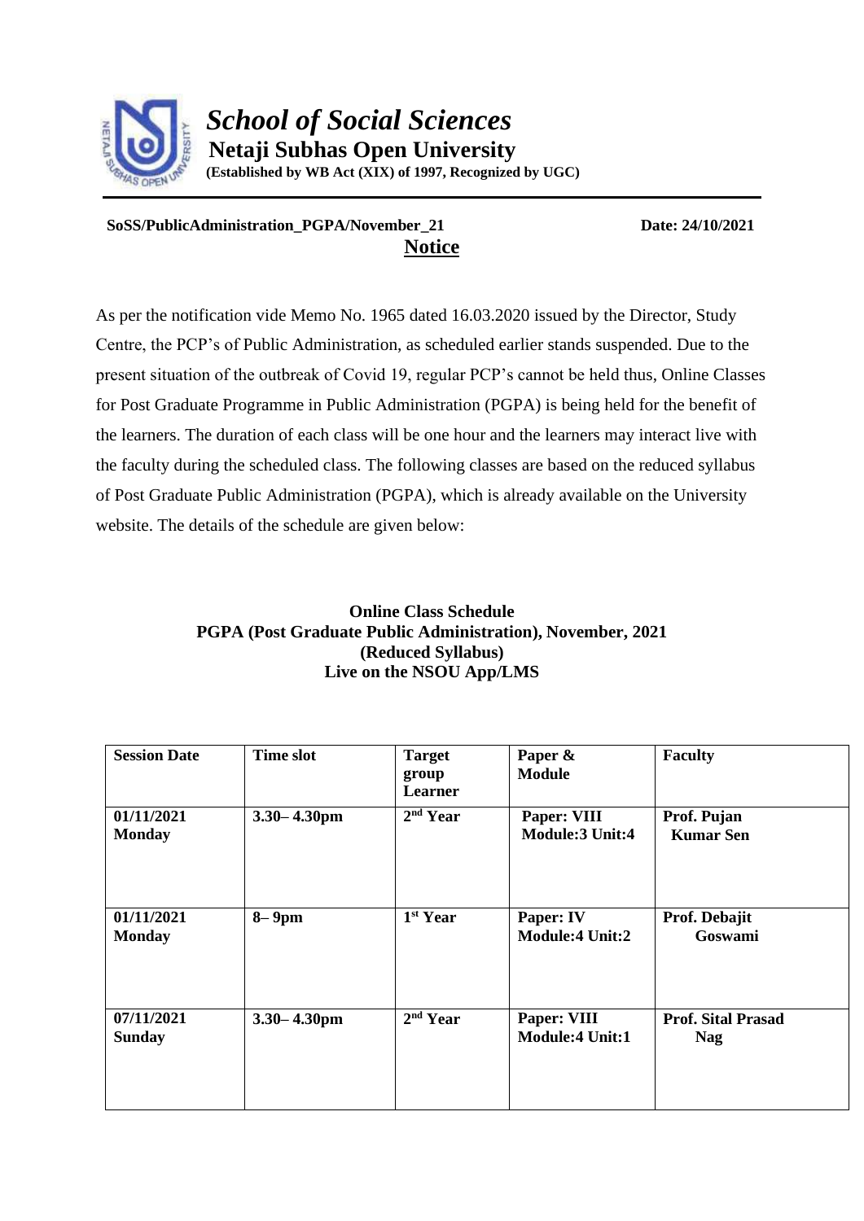# *School of Social Sciences*

**Netaji Subhas Open University**

**(Established by WB Act (XIX) of 1997, Recognized by UGC)**

**SoSS/PublicAdministration_PGPA/November_21** **Date: 24/10/2021**

## Notice

As per the notification vide Memo No. 1965 dated 16.03.2020 issued by the Director, Study Centre, the PCP's of Public Administration, as scheduled earlier stands suspended. Due to the present situation of the outbreak of Covid 19, regular PCP's cannot be held thus, Online Classes for Post Graduate Programme in Public Administration (PGPA) is being held for the benefit of the learners. The duration of each class will be one hour and the learners may interact live with the faculty during the scheduled class. The following classes are based on the reduced syllabus of Post Graduate Public Administration (PGPA), which is already available on the University website. The details of the schedule are given below:

**Online Class Schedule**
**PGPA (Post Graduate Public Administration), November, 2021**
**(Reduced Syllabus)**
**Live on the NSOU App/LMS**

| Session Date | Time slot | Target group Learner | Paper & Module | Faculty |
|---|---|---|---|---|
| 01/11/2021 Monday | 3.30– 4.30pm | 2nd Year | Paper: VIII Module:3 Unit:4 | Prof. Pujan Kumar Sen |
| 01/11/2021 Monday | 8– 9pm | 1st Year | Paper: IV Module:4 Unit:2 | Prof. Debajit Goswami |
| 07/11/2021 Sunday | 3.30– 4.30pm | 2nd Year | Paper: VIII Module:4 Unit:1 | Prof. Sital Prasad Nag |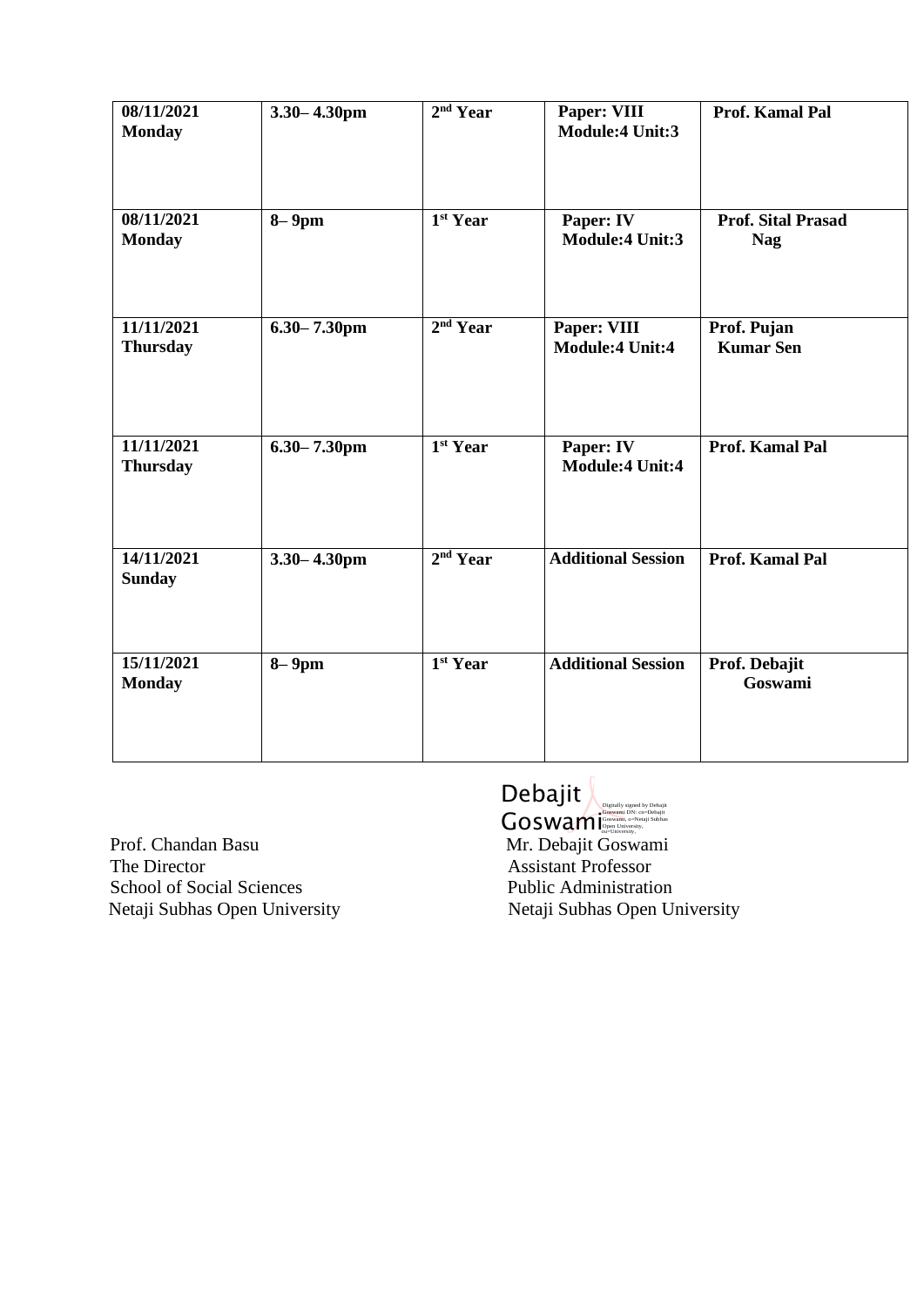| | | | | |
|---|---|---|---|---|
| **08/11/2021 Monday** | **3.30– 4.30pm** | **2nd Year** | **Paper: VIII Module:4 Unit:3** | **Prof. Kamal Pal** |
| **08/11/2021 Monday** | **8– 9pm** | **1st Year** | **Paper: IV Module:4 Unit:3** | **Prof. Sital Prasad Nag** |
| **11/11/2021 Thursday** | **6.30– 7.30pm** | **2nd Year** | **Paper: VIII Module:4 Unit:4** | **Prof. Pujan Kumar Sen** |
| **11/11/2021 Thursday** | **6.30– 7.30pm** | **1st Year** | **Paper: IV Module:4 Unit:4** | **Prof. Kamal Pal** |
| **14/11/2021 Sunday** | **3.30– 4.30pm** | **2nd Year** | **Additional Session** | **Prof. Kamal Pal** |
| **15/11/2021 Monday** | **8– 9pm** | **1st Year** | **Additional Session** | **Prof. Debajit Goswami** |

Debajit Goswami
Digitally signed by Debajit Goswami DN: cn=Debajit Goswami, o=Netaji Subhas Open University, ou=University,

Prof. Chandan Basu
The Director
School of Social Sciences
Netaji Subhas Open University

Mr. Debajit Goswami
Assistant Professor
Public Administration
Netaji Subhas Open University